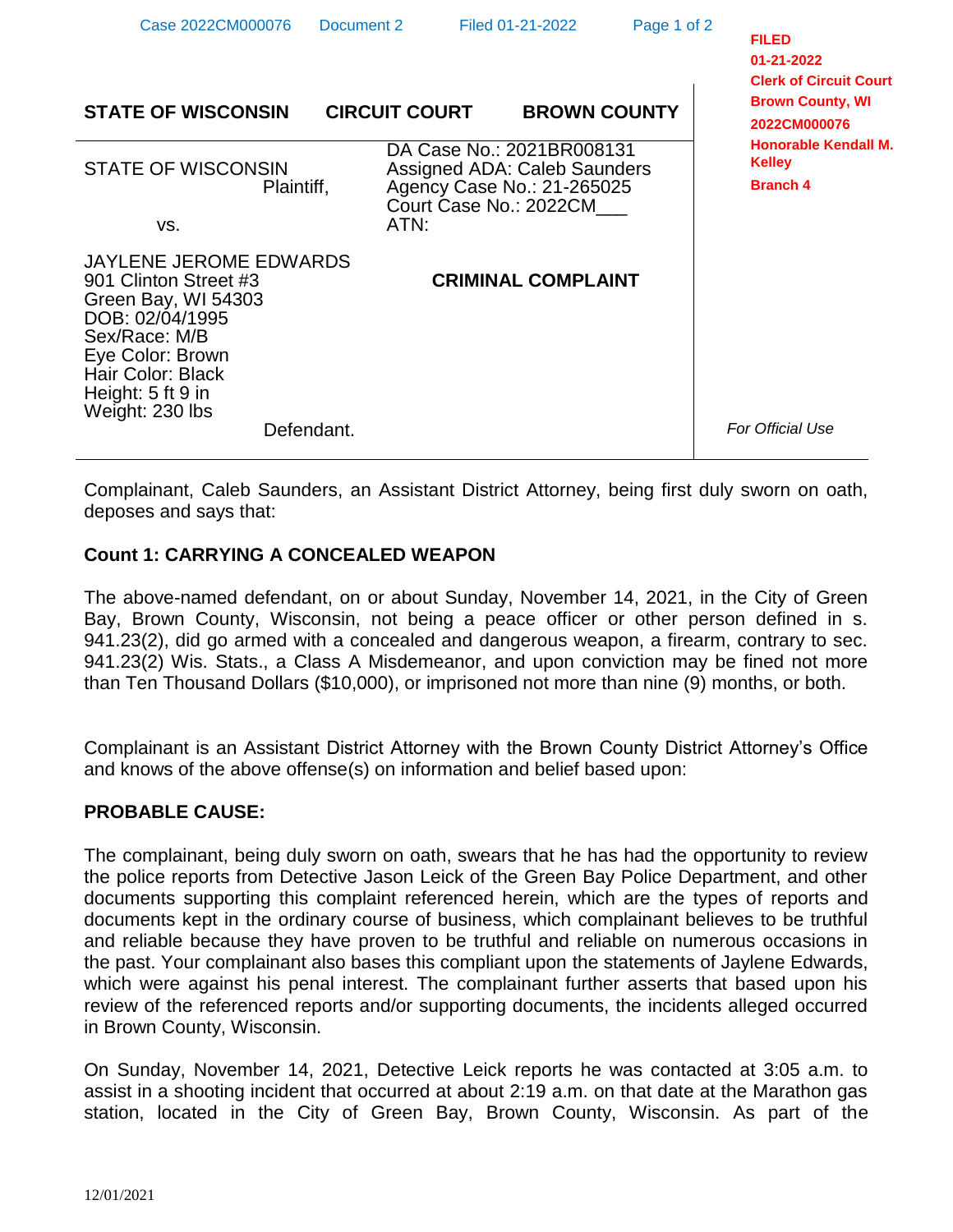FILED
01-21-2022
Clerk of Circuit Court
Brown County, WI
2022CM000076
Honorable Kendall M. Kelley
Branch 4

**STATE OF WISCONSIN CIRCUIT COURT BROWN COUNTY**

| | |
|---|---|
| STATE OF WISCONSIN<br>Plaintiff,<br><br>vs. | DA Case No.: 2021BR008131<br>Assigned ADA: Caleb Saunders<br>Agency Case No.: 21-265025<br>Court Case No.: 2022CM___<br>ATN: |
| JAYLENE JEROME EDWARDS<br>901 Clinton Street #3<br>Green Bay, WI 54303<br>DOB: 02/04/1995<br>Sex/Race: M/B<br>Eye Color: Brown<br>Hair Color: Black<br>Height: 5 ft 9 in<br>Weight: 230 lbs<br>Defendant. | **CRIMINAL COMPLAINT** |

*For Official Use*

Complainant, Caleb Saunders, an Assistant District Attorney, being first duly sworn on oath, deposes and says that:

**Count 1: CARRYING A CONCEALED WEAPON**

The above-named defendant, on or about Sunday, November 14, 2021, in the City of Green Bay, Brown County, Wisconsin, not being a peace officer or other person defined in s. 941.23(2), did go armed with a concealed and dangerous weapon, a firearm, contrary to sec. 941.23(2) Wis. Stats., a Class A Misdemeanor, and upon conviction may be fined not more than Ten Thousand Dollars ($10,000), or imprisoned not more than nine (9) months, or both.

Complainant is an Assistant District Attorney with the Brown County District Attorney's Office and knows of the above offense(s) on information and belief based upon:

**PROBABLE CAUSE:**

The complainant, being duly sworn on oath, swears that he has had the opportunity to review the police reports from Detective Jason Leick of the Green Bay Police Department, and other documents supporting this complaint referenced herein, which are the types of reports and documents kept in the ordinary course of business, which complainant believes to be truthful and reliable because they have proven to be truthful and reliable on numerous occasions in the past. Your complainant also bases this compliant upon the statements of Jaylene Edwards, which were against his penal interest. The complainant further asserts that based upon his review of the referenced reports and/or supporting documents, the incidents alleged occurred in Brown County, Wisconsin.

On Sunday, November 14, 2021, Detective Leick reports he was contacted at 3:05 a.m. to assist in a shooting incident that occurred at about 2:19 a.m. on that date at the Marathon gas station, located in the City of Green Bay, Brown County, Wisconsin. As part of the

12/01/2021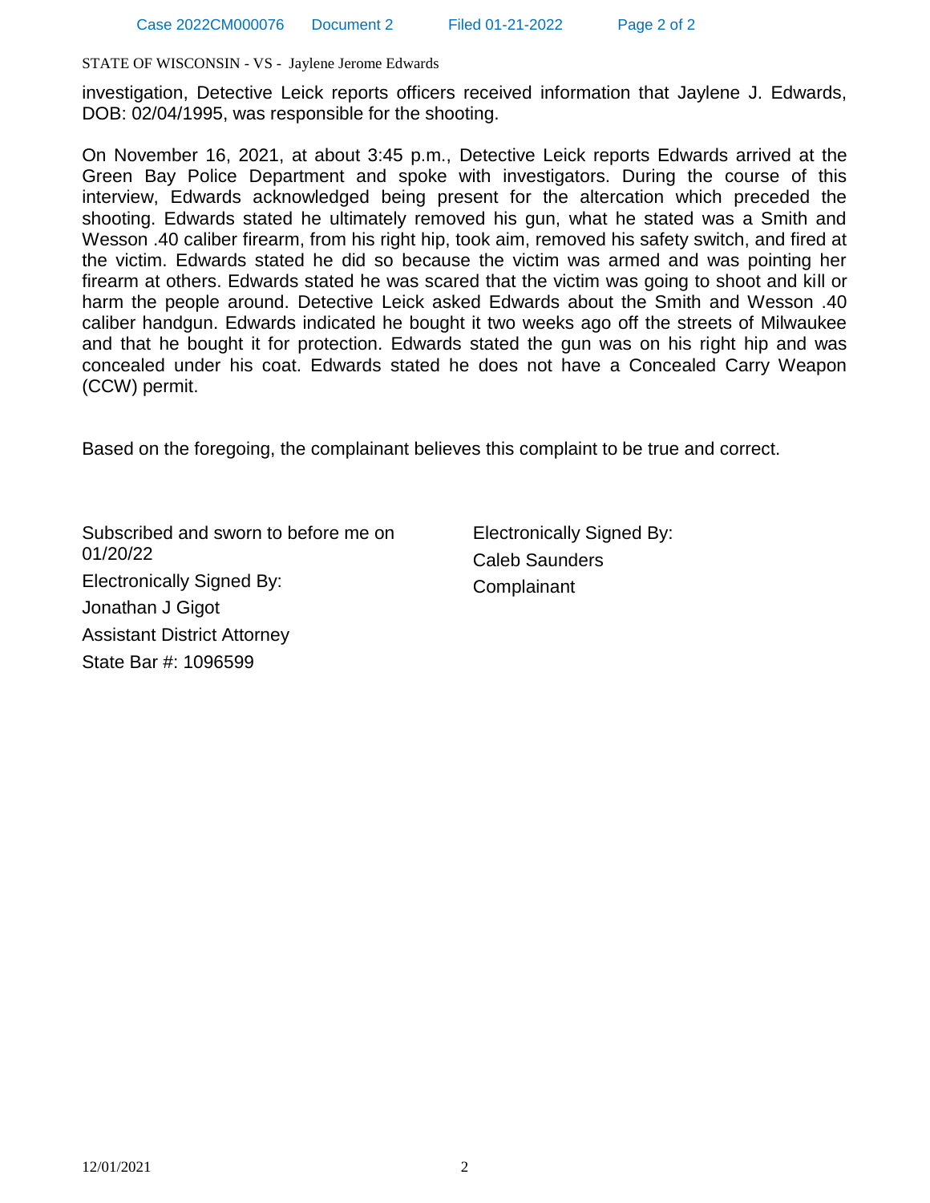investigation, Detective Leick reports officers received information that Jaylene J. Edwards, DOB: 02/04/1995, was responsible for the shooting.

On November 16, 2021, at about 3:45 p.m., Detective Leick reports Edwards arrived at the Green Bay Police Department and spoke with investigators. During the course of this interview, Edwards acknowledged being present for the altercation which preceded the shooting. Edwards stated he ultimately removed his gun, what he stated was a Smith and Wesson .40 caliber firearm, from his right hip, took aim, removed his safety switch, and fired at the victim. Edwards stated he did so because the victim was armed and was pointing her firearm at others. Edwards stated he was scared that the victim was going to shoot and kill or harm the people around. Detective Leick asked Edwards about the Smith and Wesson .40 caliber handgun. Edwards indicated he bought it two weeks ago off the streets of Milwaukee and that he bought it for protection. Edwards stated the gun was on his right hip and was concealed under his coat. Edwards stated he does not have a Concealed Carry Weapon (CCW) permit.

Based on the foregoing, the complainant believes this complaint to be true and correct.

Subscribed and sworn to before me on 01/20/22
Electronically Signed By:
Jonathan J Gigot
Assistant District Attorney
State Bar #: 1096599

Electronically Signed By:
Caleb Saunders
Complainant